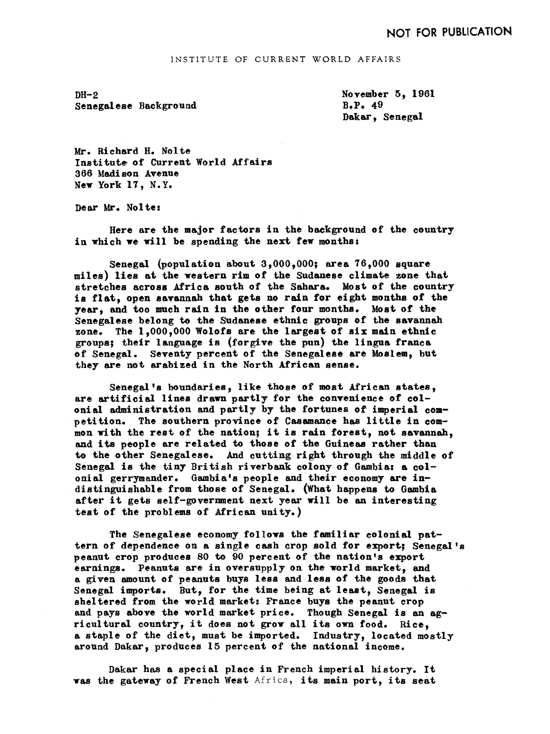NOT FOR PUBLICATION

INSTITUTE OF CURRENT WORLD AFFAIRS

DH-2
Senegalese Background

November 5, 1961
B.P. 49
Dakar, Senegal

Mr. Richard H. Nolte
Institute of Current World Affairs
366 Madison Avenue
New York 17, N.Y.

Dear Mr. Nolte:

Here are the major factors in the background of the country in which we will be spending the next few months:

Senegal (population about 3,000,000; area 76,000 square miles) lies at the western rim of the Sudanese climate zone that stretches across Africa south of the Sahara. Most of the country is flat, open savannah that gets no rain for eight months of the year, and too much rain in the other four months. Most of the Senegalese belong to the Sudanese ethnic groups of the savannah zone. The 1,000,000 Wolofs are the largest of six main ethnic groups; their language is (forgive the pun) the lingua franca of Senegal. Seventy percent of the Senegalese are Moslem, but they are not arabized in the North African sense.

Senegal's boundaries, like those of most African states, are artificial lines drawn partly for the convenience of colonial administration and partly by the fortunes of imperial competition. The southern province of Casamance has little in common with the rest of the nation; it is rain forest, not savannah, and its people are related to those of the Guineas rather than to the other Senegalese. And cutting right through the middle of Senegal is the tiny British riverbank colony of Gambia: a colonial gerrymander. Gambia's people and their economy are indistinguishable from those of Senegal. (What happens to Gambia after it gets self-government next year will be an interesting test of the problems of African unity.)

The Senegalese economy follows the familiar colonial pattern of dependence on a single cash crop sold for export; Senegal's peanut crop produces 80 to 90 percent of the nation's export earnings. Peanuts are in oversupply on the world market, and a given amount of peanuts buys less and less of the goods that Senegal imports. But, for the time being at least, Senegal is sheltered from the world market: France buys the peanut crop and pays above the world market price. Though Senegal is an agricultural country, it does not grow all its own food. Rice, a staple of the diet, must be imported. Industry, located mostly around Dakar, produces 15 percent of the national income.

Dakar has a special place in French imperial history. It was the gateway of French West Africa, its main port, its seat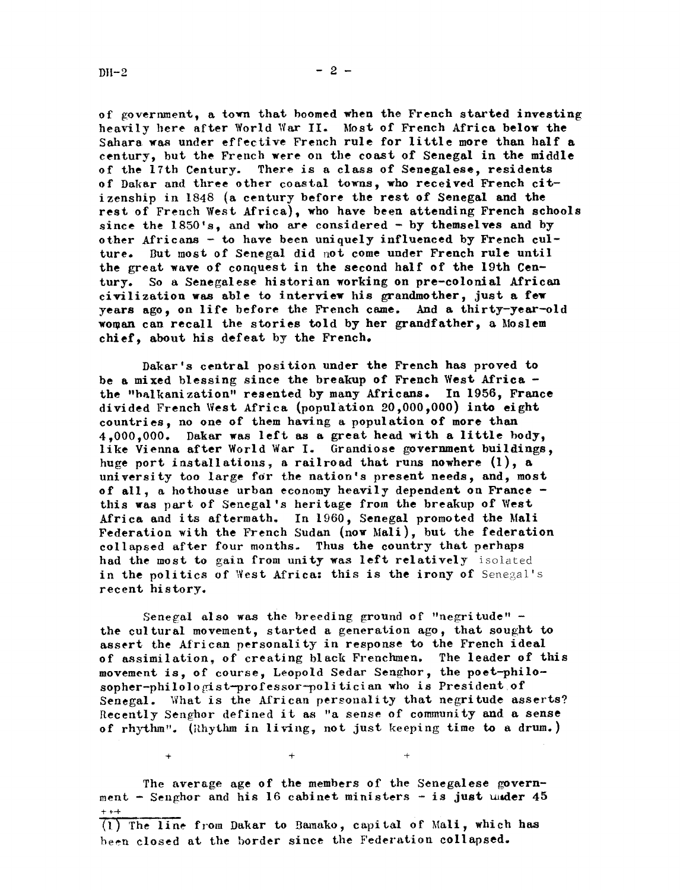of government, a town that boomed when the French started investing heavily here after World War II. Most of French Africa below the Sahara was under effective French rule for little more than half a century, but the French were on the coast of Senegal in the middle of the 17th Century. There is a class of Senegalese, residents of Dakar and three other coastal towns, who received French citizenship in 1848 (a century before the rest of Senegal and the rest of French West Africa), who have been attending French schools since the 1850's, and who are considered - by themselves and by other Africans - to have been uniquely influenced by French culture. But most of Senegal did not come under French rule until the great wave of conquest in the second half of the 19th Century. So a Senegalese historian working on pre-colonial African civilization was able to interview his grandmother, just a few years ago, on life before the French came. And a thirty-year-old woman can recall the stories told by her grandfather, a Moslem chief, about his defeat by the French.

Dakar's central position under the French has proved to be a mixed blessing since the breakup of French West Africa - the "balkanization" resented by many Africans. In 1956, France divided French West Africa (population 20,000,000) into eight countries, no one of them having a population of more than 4,000,000. Dakar was left as a great head with a little body, like Vienna after World War I. Grandiose government buildings, huge port installations, a railroad that runs nowhere (1), a university too large for the nation's present needs, and, most of all, a hothouse urban economy heavily dependent on France - this was part of Senegal's heritage from the breakup of West Africa and its aftermath. In 1960, Senegal promoted the Mali Federation with the French Sudan (now Mali), but the federation collapsed after four months. Thus the country that perhaps had the most to gain from unity was left relatively isolated in the politics of West Africa: this is the irony of Senegal's recent history.

Senegal also was the breeding ground of "negritude" - the cultural movement, started a generation ago, that sought to assert the African personality in response to the French ideal of assimilation, of creating black Frenchmen. The leader of this movement is, of course, Leopold Sedar Senghor, the poet-philosopher-philologist-professor-politician who is President of Senegal. What is the African personality that negritude asserts? Recently Senghor defined it as "a sense of community and a sense of rhythm". (Rhythm in living, not just keeping time to a drum.)

+ + +

The average age of the members of the Senegalese government - Senghor and his 16 cabinet ministers - is just under 45

---

(1) The line from Dakar to Bamako, capital of Mali, which has been closed at the border since the Federation collapsed.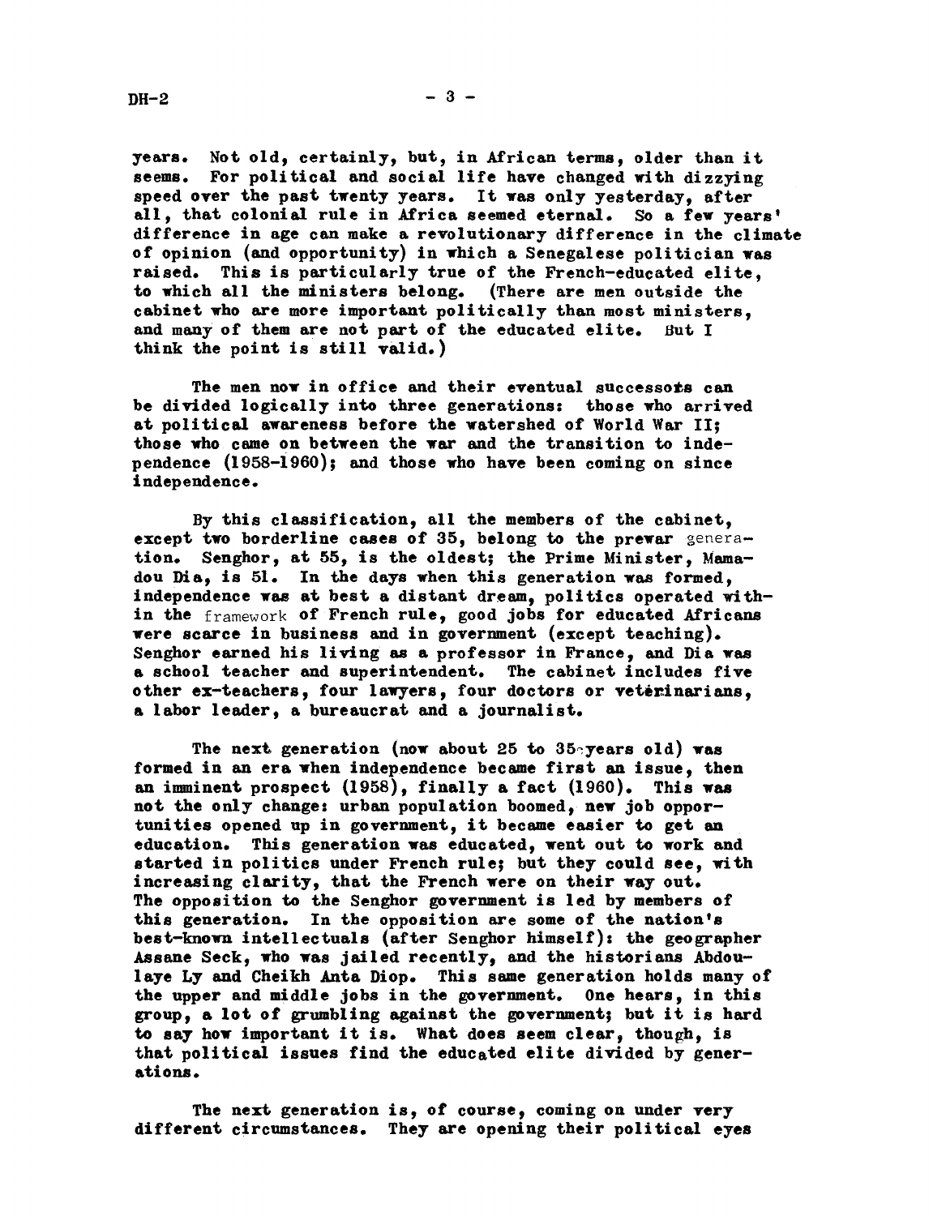years. Not old, certainly, but, in African terms, older than it seems. For political and social life have changed with dizzying speed over the past twenty years. It was only yesterday, after all, that colonial rule in Africa seemed eternal. So a few years' difference in age can make a revolutionary difference in the climate of opinion (and opportunity) in which a Senegalese politician was raised. This is particularly true of the French-educated elite, to which all the ministers belong. (There are men outside the cabinet who are more important politically than most ministers, and many of them are not part of the educated elite. But I think the point is still valid.)

The men now in office and their eventual successors can be divided logically into three generations: those who arrived at political awareness before the watershed of World War II; those who came on between the war and the transition to independence (1958-1960); and those who have been coming on since independence.

By this classification, all the members of the cabinet, except two borderline cases of 35, belong to the prewar generation. Senghor, at 55, is the oldest; the Prime Minister, Mamadou Dia, is 51. In the days when this generation was formed, independence was at best a distant dream, politics operated within the framework of French rule, good jobs for educated Africans were scarce in business and in government (except teaching). Senghor earned his living as a professor in France, and Dia was a school teacher and superintendent. The cabinet includes five other ex-teachers, four lawyers, four doctors or veterinarians, a labor leader, a bureaucrat and a journalist.

The next generation (now about 25 to 35 years old) was formed in an era when independence became first an issue, then an imminent prospect (1958), finally a fact (1960). This was not the only change: urban population boomed, new job opportunities opened up in government, it became easier to get an education. This generation was educated, went out to work and started in politics under French rule; but they could see, with increasing clarity, that the French were on their way out. The opposition to the Senghor government is led by members of this generation. In the opposition are some of the nation's best-known intellectuals (after Senghor himself): the geographer Assane Seck, who was jailed recently, and the historians Abdoulaye Ly and Cheikh Anta Diop. This same generation holds many of the upper and middle jobs in the government. One hears, in this group, a lot of grumbling against the government; but it is hard to say how important it is. What does seem clear, though, is that political issues find the educated elite divided by generations.

The next generation is, of course, coming on under very different circumstances. They are opening their political eyes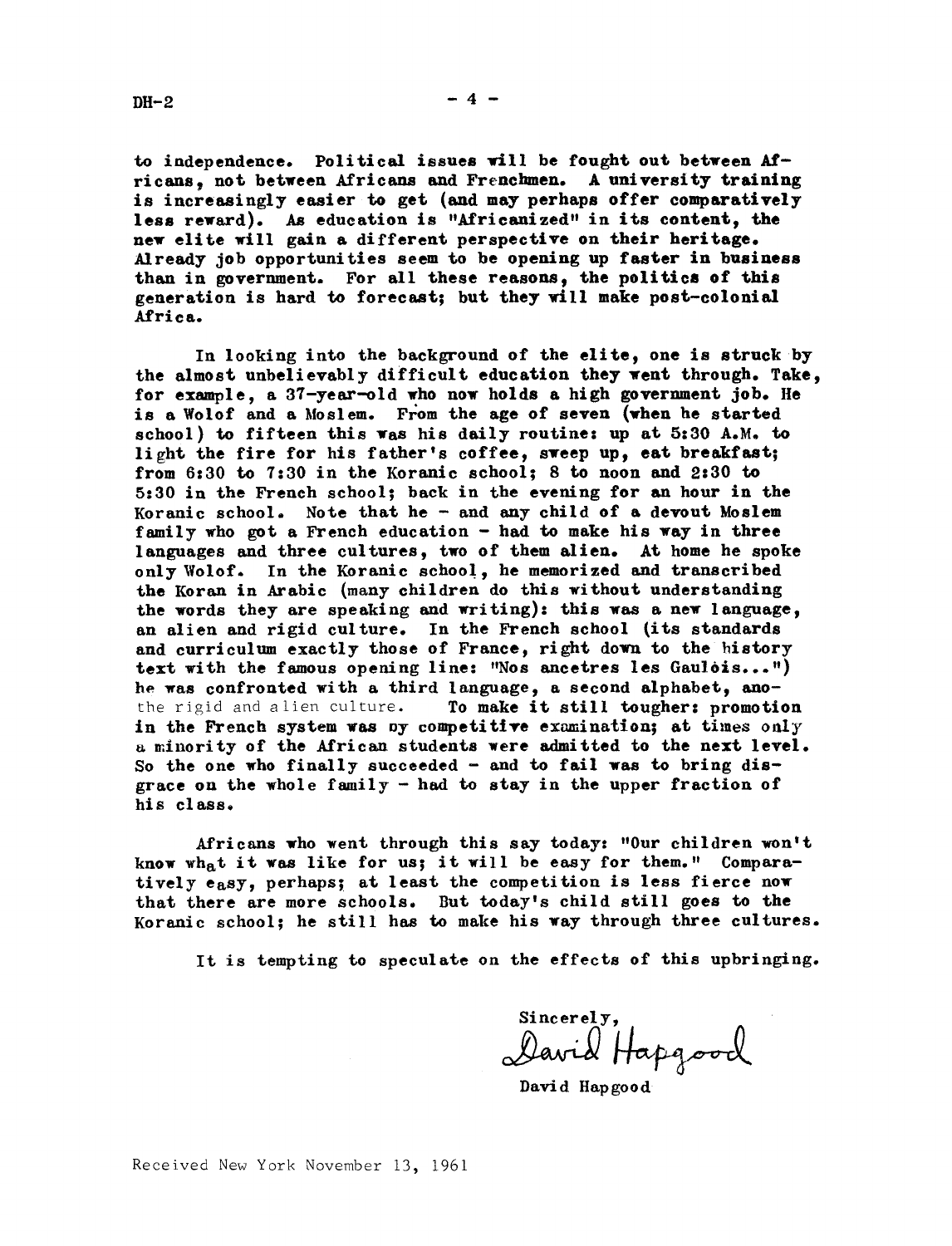to independence. Political issues will be fought out between Africans, not between Africans and Frenchmen. A university training is increasingly easier to get (and may perhaps offer comparatively less reward). As education is "Africanized" in its content, the new elite will gain a different perspective on their heritage. Already job opportunities seem to be opening up faster in business than in government. For all these reasons, the politics of this generation is hard to forecast; but they will make post-colonial Africa.

In looking into the background of the elite, one is struck by the almost unbelievably difficult education they went through. Take, for example, a 37-year-old who now holds a high government job. He is a Wolof and a Moslem. From the age of seven (when he started school) to fifteen this was his daily routine: up at 5:30 A.M. to light the fire for his father's coffee, sweep up, eat breakfast; from 6:30 to 7:30 in the Koranic school; 8 to noon and 2:30 to 5:30 in the French school; back in the evening for an hour in the Koranic school. Note that he - and any child of a devout Moslem family who got a French education - had to make his way in three languages and three cultures, two of them alien. At home he spoke only Wolof. In the Koranic school, he memorized and transcribed the Koran in Arabic (many children do this without understanding the words they are speaking and writing): this was a new language, an alien and rigid culture. In the French school (its standards and curriculum exactly those of France, right down to the history text with the famous opening line: "Nos ancetres les Gaulois...") he was confronted with a third language, a second alphabet, another rigid and alien culture. To make it still tougher: promotion in the French system was by competitive examination; at times only a minority of the African students were admitted to the next level. So the one who finally succeeded - and to fail was to bring disgrace on the whole family - had to stay in the upper fraction of his class.

Africans who went through this say today: "Our children won't know what it was like for us; it will be easy for them." Comparatively easy, perhaps; at least the competition is less fierce now that there are more schools. But today's child still goes to the Koranic school; he still has to make his way through three cultures.

It is tempting to speculate on the effects of this upbringing.

Sincerely,

David Hapgood

David Hapgood

Received New York November 13, 1961